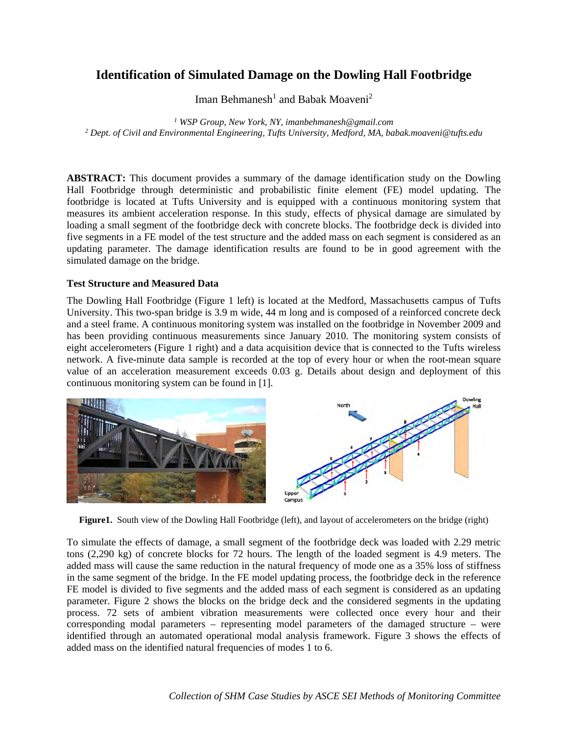# Identification of Simulated Damage on the Dowling Hall Footbridge

Iman Behmanesh[1] and Babak Moaveni[2]

*[1] WSP Group, New York, NY, imanbehmanesh@gmail.com*
*[2] Dept. of Civil and Environmental Engineering, Tufts University, Medford, MA, babak.moaveni@tufts.edu*

**ABSTRACT:** This document provides a summary of the damage identification study on the Dowling Hall Footbridge through deterministic and probabilistic finite element (FE) model updating. The footbridge is located at Tufts University and is equipped with a continuous monitoring system that measures its ambient acceleration response. In this study, effects of physical damage are simulated by loading a small segment of the footbridge deck with concrete blocks. The footbridge deck is divided into five segments in a FE model of the test structure and the added mass on each segment is considered as an updating parameter. The damage identification results are found to be in good agreement with the simulated damage on the bridge.

### Test Structure and Measured Data

The Dowling Hall Footbridge (Figure 1 left) is located at the Medford, Massachusetts campus of Tufts University. This two-span bridge is 3.9 m wide, 44 m long and is composed of a reinforced concrete deck and a steel frame. A continuous monitoring system was installed on the footbridge in November 2009 and has been providing continuous measurements since January 2010. The monitoring system consists of eight accelerometers (Figure 1 right) and a data acquisition device that is connected to the Tufts wireless network. A five-minute data sample is recorded at the top of every hour or when the root-mean square value of an acceleration measurement exceeds 0.03 g. Details about design and deployment of this continuous monitoring system can be found in [1].

**Figure1.** South view of the Dowling Hall Footbridge (left), and layout of accelerometers on the bridge (right)

To simulate the effects of damage, a small segment of the footbridge deck was loaded with 2.29 metric tons (2,290 kg) of concrete blocks for 72 hours. The length of the loaded segment is 4.9 meters. The added mass will cause the same reduction in the natural frequency of mode one as a 35% loss of stiffness in the same segment of the bridge. In the FE model updating process, the footbridge deck in the reference FE model is divided to five segments and the added mass of each segment is considered as an updating parameter. Figure 2 shows the blocks on the bridge deck and the considered segments in the updating process. 72 sets of ambient vibration measurements were collected once every hour and their corresponding modal parameters – representing model parameters of the damaged structure – were identified through an automated operational modal analysis framework. Figure 3 shows the effects of added mass on the identified natural frequencies of modes 1 to 6.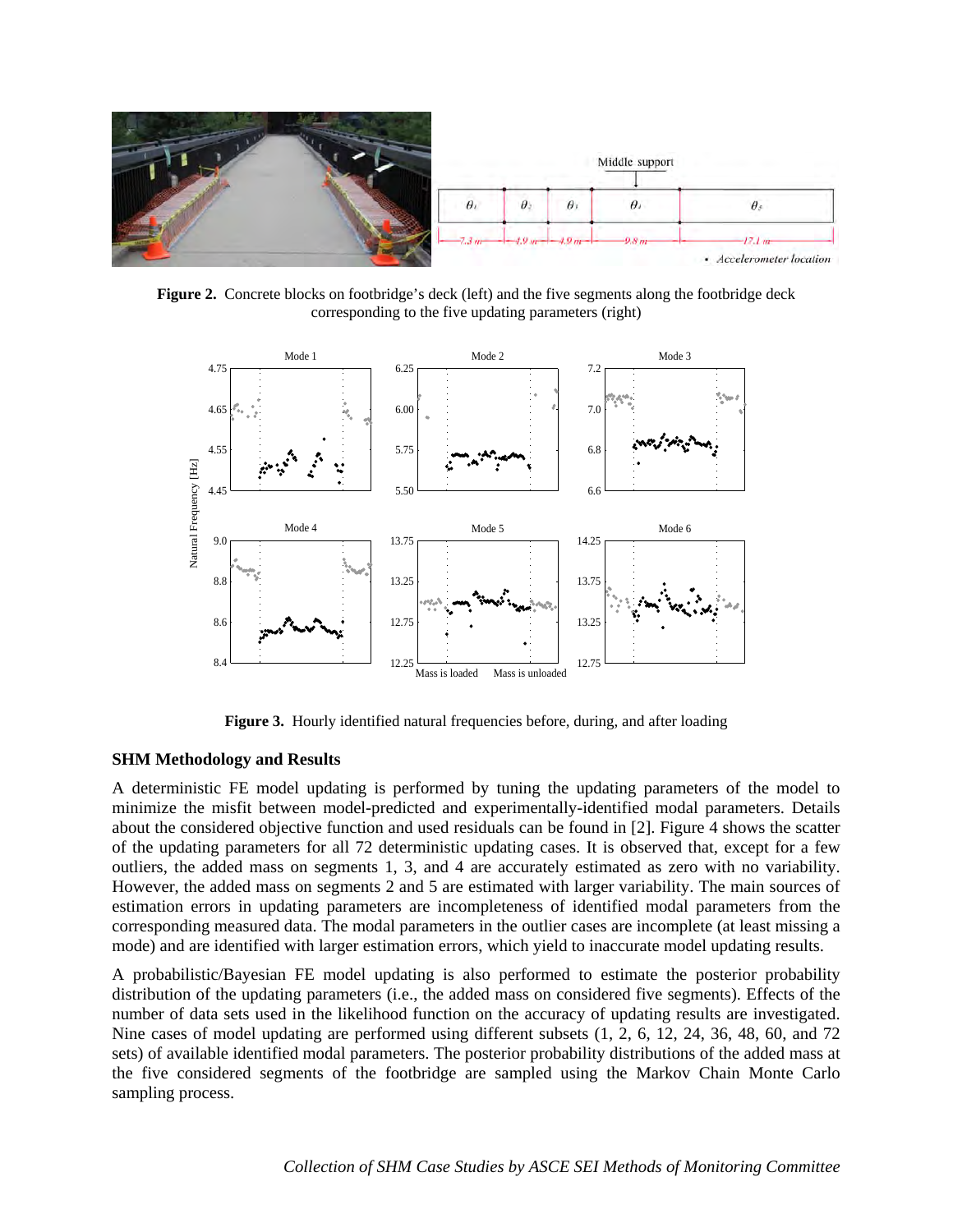**Figure 2.** Concrete blocks on footbridge's deck (left) and the five segments along the footbridge deck corresponding to the five updating parameters (right)

**Figure 3.** Hourly identified natural frequencies before, during, and after loading

### SHM Methodology and Results

A deterministic FE model updating is performed by tuning the updating parameters of the model to minimize the misfit between model-predicted and experimentally-identified modal parameters. Details about the considered objective function and used residuals can be found in [2]. Figure 4 shows the scatter of the updating parameters for all 72 deterministic updating cases. It is observed that, except for a few outliers, the added mass on segments 1, 3, and 4 are accurately estimated as zero with no variability. However, the added mass on segments 2 and 5 are estimated with larger variability. The main sources of estimation errors in updating parameters are incompleteness of identified modal parameters from the corresponding measured data. The modal parameters in the outlier cases are incomplete (at least missing a mode) and are identified with larger estimation errors, which yield to inaccurate model updating results.

A probabilistic/Bayesian FE model updating is also performed to estimate the posterior probability distribution of the updating parameters (i.e., the added mass on considered five segments). Effects of the number of data sets used in the likelihood function on the accuracy of updating results are investigated. Nine cases of model updating are performed using different subsets (1, 2, 6, 12, 24, 36, 48, 60, and 72 sets) of available identified modal parameters. The posterior probability distributions of the added mass at the five considered segments of the footbridge are sampled using the Markov Chain Monte Carlo sampling process.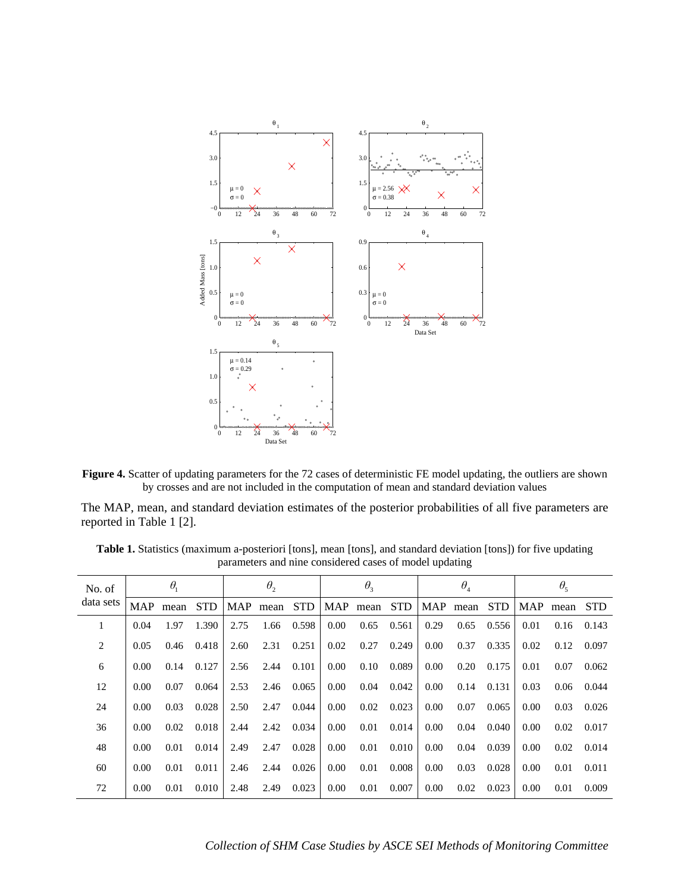**Figure 4.** Scatter of updating parameters for the 72 cases of deterministic FE model updating, the outliers are shown by crosses and are not included in the computation of mean and standard deviation values

The MAP, mean, and standard deviation estimates of the posterior probabilities of all five parameters are reported in Table 1 [2].

**Table 1.** Statistics (maximum a-posteriori [tons], mean [tons], and standard deviation [tons]) for five updating parameters and nine considered cases of model updating

| No. of data sets | $\theta_1$ | | | $\theta_2$ | | | $\theta_3$ | | | $\theta_4$ | | | $\theta_5$ | | |
|---|---|---|---|---|---|---|---|---|---|---|---|---|---|---|---|
| | MAP | mean | STD | MAP | mean | STD | MAP | mean | STD | MAP | mean | STD | MAP | mean | STD |
| 1 | 0.04 | 1.97 | 1.390 | 2.75 | 1.66 | 0.598 | 0.00 | 0.65 | 0.561 | 0.29 | 0.65 | 0.556 | 0.01 | 0.16 | 0.143 |
| 2 | 0.05 | 0.46 | 0.418 | 2.60 | 2.31 | 0.251 | 0.02 | 0.27 | 0.249 | 0.00 | 0.37 | 0.335 | 0.02 | 0.12 | 0.097 |
| 6 | 0.00 | 0.14 | 0.127 | 2.56 | 2.44 | 0.101 | 0.00 | 0.10 | 0.089 | 0.00 | 0.20 | 0.175 | 0.01 | 0.07 | 0.062 |
| 12 | 0.00 | 0.07 | 0.064 | 2.53 | 2.46 | 0.065 | 0.00 | 0.04 | 0.042 | 0.00 | 0.14 | 0.131 | 0.03 | 0.06 | 0.044 |
| 24 | 0.00 | 0.03 | 0.028 | 2.50 | 2.47 | 0.044 | 0.00 | 0.02 | 0.023 | 0.00 | 0.07 | 0.065 | 0.00 | 0.03 | 0.026 |
| 36 | 0.00 | 0.02 | 0.018 | 2.44 | 2.42 | 0.034 | 0.00 | 0.01 | 0.014 | 0.00 | 0.04 | 0.040 | 0.00 | 0.02 | 0.017 |
| 48 | 0.00 | 0.01 | 0.014 | 2.49 | 2.47 | 0.028 | 0.00 | 0.01 | 0.010 | 0.00 | 0.04 | 0.039 | 0.00 | 0.02 | 0.014 |
| 60 | 0.00 | 0.01 | 0.011 | 2.46 | 2.44 | 0.026 | 0.00 | 0.01 | 0.008 | 0.00 | 0.03 | 0.028 | 0.00 | 0.01 | 0.011 |
| 72 | 0.00 | 0.01 | 0.010 | 2.48 | 2.49 | 0.023 | 0.00 | 0.01 | 0.007 | 0.00 | 0.02 | 0.023 | 0.00 | 0.01 | 0.009 |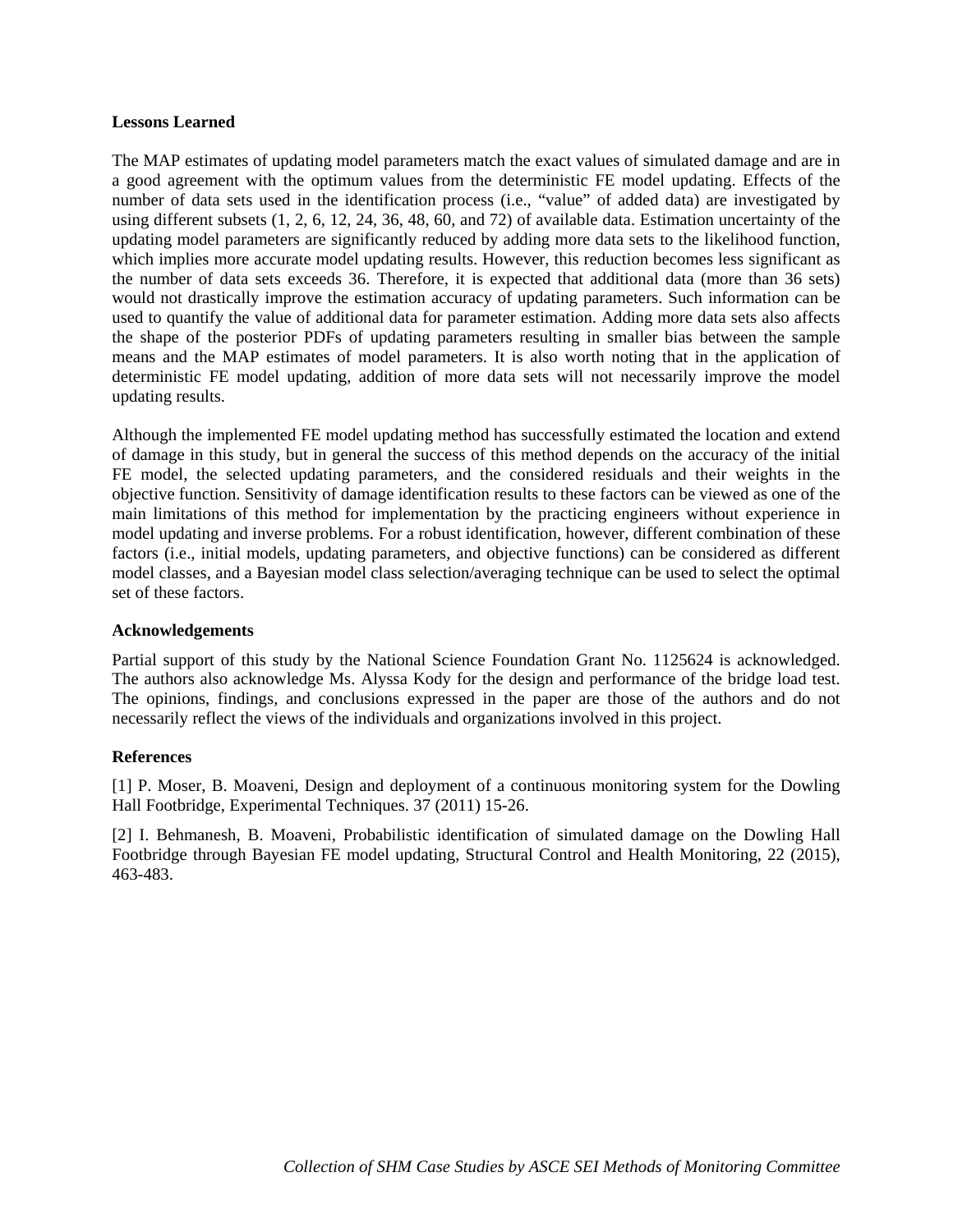**Lessons Learned**

The MAP estimates of updating model parameters match the exact values of simulated damage and are in a good agreement with the optimum values from the deterministic FE model updating. Effects of the number of data sets used in the identification process (i.e., "value" of added data) are investigated by using different subsets (1, 2, 6, 12, 24, 36, 48, 60, and 72) of available data. Estimation uncertainty of the updating model parameters are significantly reduced by adding more data sets to the likelihood function, which implies more accurate model updating results. However, this reduction becomes less significant as the number of data sets exceeds 36. Therefore, it is expected that additional data (more than 36 sets) would not drastically improve the estimation accuracy of updating parameters. Such information can be used to quantify the value of additional data for parameter estimation. Adding more data sets also affects the shape of the posterior PDFs of updating parameters resulting in smaller bias between the sample means and the MAP estimates of model parameters. It is also worth noting that in the application of deterministic FE model updating, addition of more data sets will not necessarily improve the model updating results.

Although the implemented FE model updating method has successfully estimated the location and extend of damage in this study, but in general the success of this method depends on the accuracy of the initial FE model, the selected updating parameters, and the considered residuals and their weights in the objective function. Sensitivity of damage identification results to these factors can be viewed as one of the main limitations of this method for implementation by the practicing engineers without experience in model updating and inverse problems. For a robust identification, however, different combination of these factors (i.e., initial models, updating parameters, and objective functions) can be considered as different model classes, and a Bayesian model class selection/averaging technique can be used to select the optimal set of these factors.

**Acknowledgements**

Partial support of this study by the National Science Foundation Grant No. 1125624 is acknowledged. The authors also acknowledge Ms. Alyssa Kody for the design and performance of the bridge load test. The opinions, findings, and conclusions expressed in the paper are those of the authors and do not necessarily reflect the views of the individuals and organizations involved in this project.

**References**

[1] P. Moser, B. Moaveni, Design and deployment of a continuous monitoring system for the Dowling Hall Footbridge, Experimental Techniques. 37 (2011) 15-26.

[2] I. Behmanesh, B. Moaveni, Probabilistic identification of simulated damage on the Dowling Hall Footbridge through Bayesian FE model updating, Structural Control and Health Monitoring, 22 (2015), 463-483.